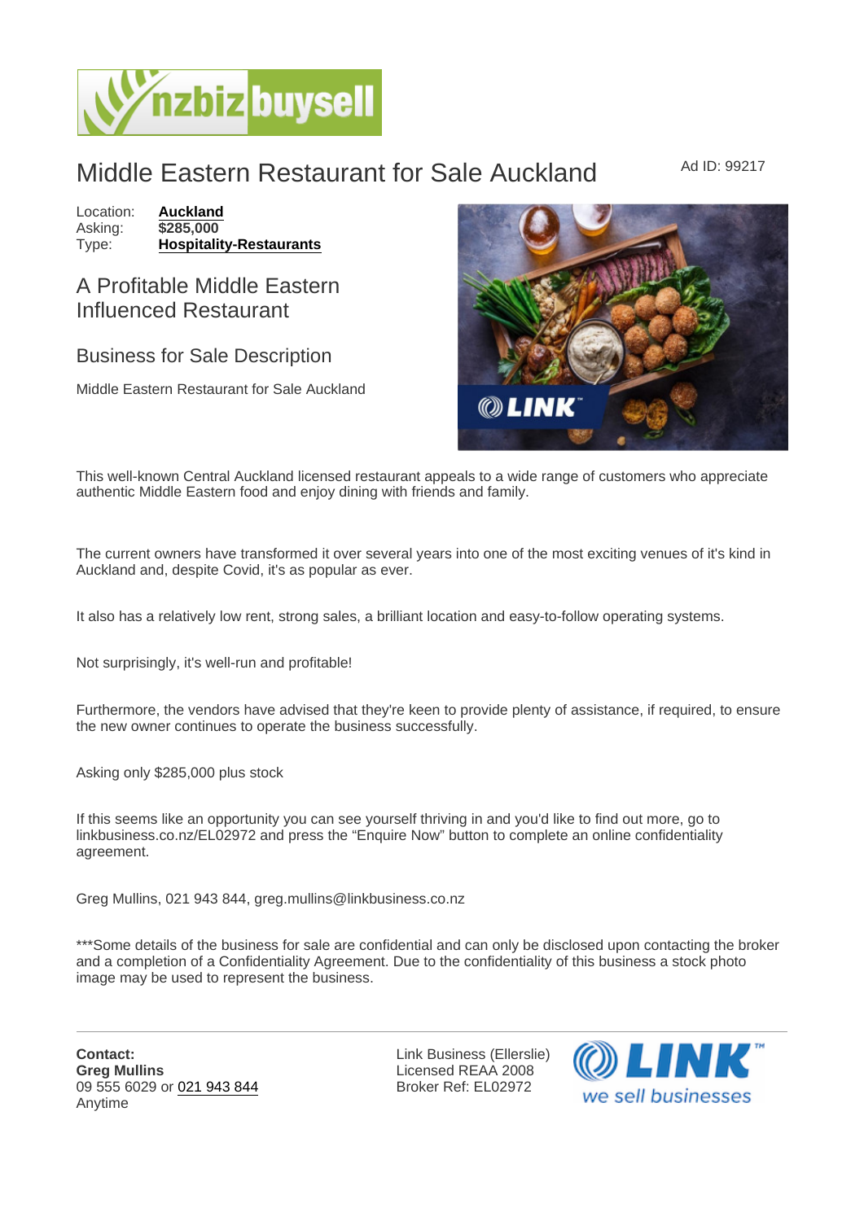# Middle Eastern Restaurant for Sale Auckland

Ad ID: 99217

Location: **Auckland**
Asking: **$285,000**
Type: **Hospitality-Restaurants**

## A Profitable Middle Eastern Influenced Restaurant

### Business for Sale Description

Middle Eastern Restaurant for Sale Auckland

This well-known Central Auckland licensed restaurant appeals to a wide range of customers who appreciate authentic Middle Eastern food and enjoy dining with friends and family.

The current owners have transformed it over several years into one of the most exciting venues of it's kind in Auckland and, despite Covid, it's as popular as ever.

It also has a relatively low rent, strong sales, a brilliant location and easy-to-follow operating systems.

Not surprisingly, it's well-run and profitable!

Furthermore, the vendors have advised that they're keen to provide plenty of assistance, if required, to ensure the new owner continues to operate the business successfully.

Asking only $285,000 plus stock

If this seems like an opportunity you can see yourself thriving in and you'd like to find out more, go to linkbusiness.co.nz/EL02972 and press the "Enquire Now" button to complete an online confidentiality agreement.

Greg Mullins, 021 943 844, greg.mullins@linkbusiness.co.nz

***Some details of the business for sale are confidential and can only be disclosed upon contacting the broker and a completion of a Confidentiality Agreement. Due to the confidentiality of this business a stock photo image may be used to represent the business.

---

**Contact:**
**Greg Mullins**
09 555 6029 or 021 943 844
Anytime

Link Business (Ellerslie)
Licensed REAA 2008
Broker Ref: EL02972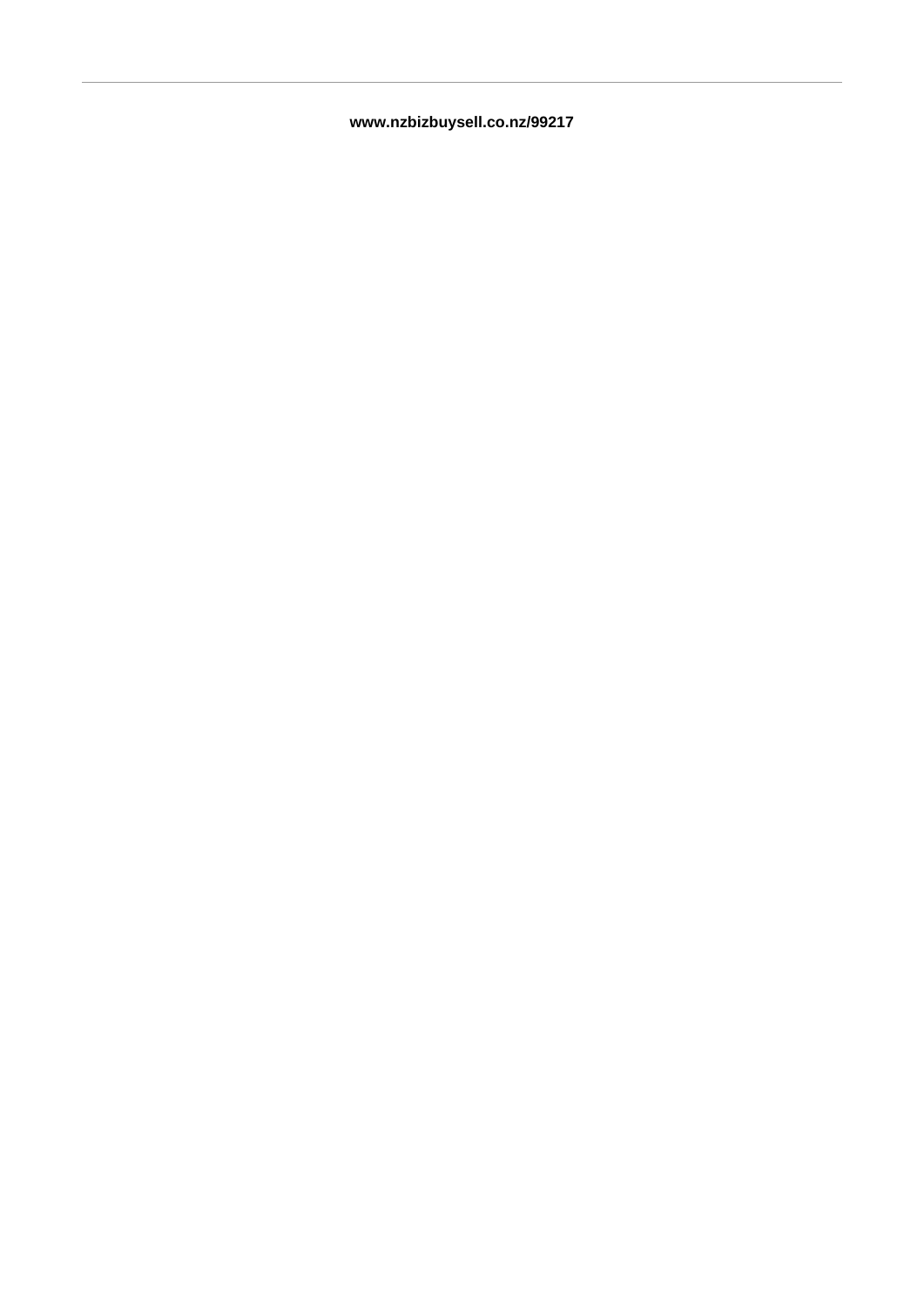**www.nzbizbuysell.co.nz/99217**